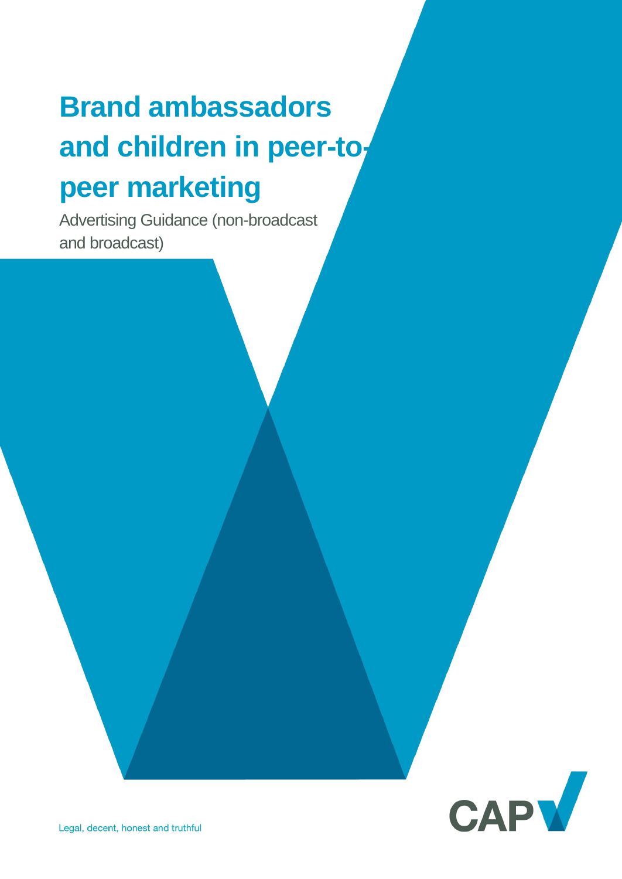# Brand ambassadors and children in peer-to-peer marketing

Advertising Guidance (non-broadcast and broadcast)

Legal, decent, honest and truthful

CAP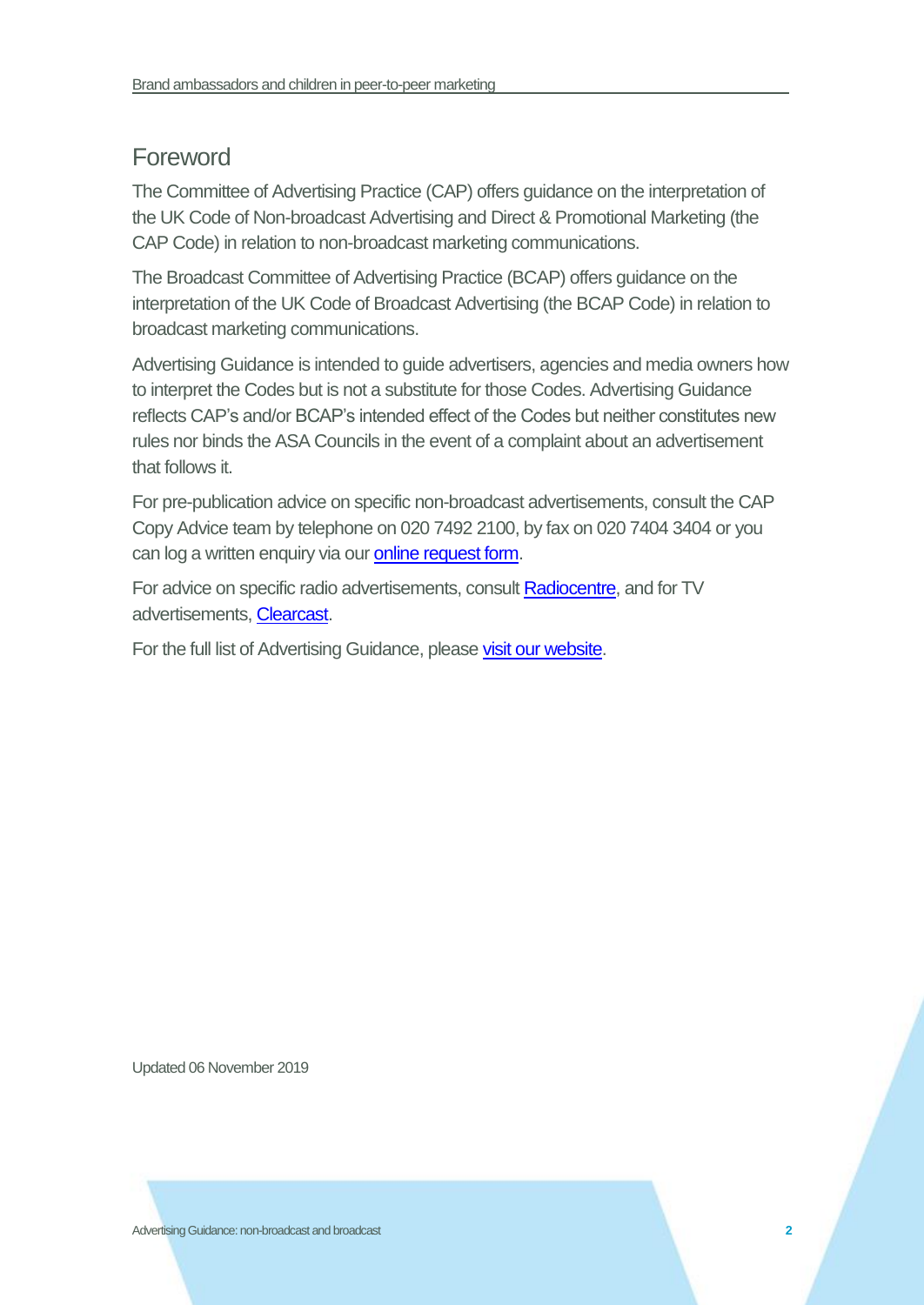## Foreword

The Committee of Advertising Practice (CAP) offers guidance on the interpretation of the UK Code of Non-broadcast Advertising and Direct & Promotional Marketing (the CAP Code) in relation to non-broadcast marketing communications.

The Broadcast Committee of Advertising Practice (BCAP) offers guidance on the interpretation of the UK Code of Broadcast Advertising (the BCAP Code) in relation to broadcast marketing communications.

Advertising Guidance is intended to guide advertisers, agencies and media owners how to interpret the Codes but is not a substitute for those Codes. Advertising Guidance reflects CAP's and/or BCAP's intended effect of the Codes but neither constitutes new rules nor binds the ASA Councils in the event of a complaint about an advertisement that follows it.

For pre-publication advice on specific non-broadcast advertisements, consult the CAP Copy Advice team by telephone on 020 7492 2100, by fax on 020 7404 3404 or you can log a written enquiry via our online request form.

For advice on specific radio advertisements, consult Radiocentre, and for TV advertisements, Clearcast.

For the full list of Advertising Guidance, please visit our website.

Updated 06 November 2019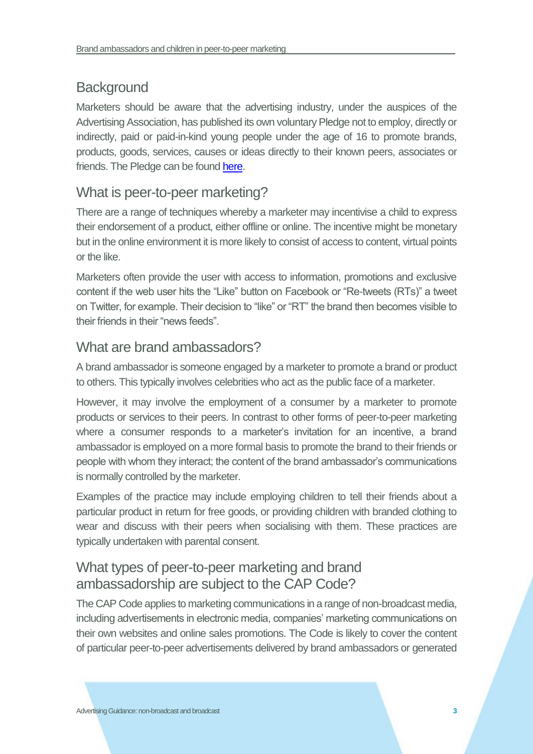## Background

Marketers should be aware that the advertising industry, under the auspices of the Advertising Association, has published its own voluntary Pledge not to employ, directly or indirectly, paid or paid-in-kind young people under the age of 16 to promote brands, products, goods, services, causes or ideas directly to their known peers, associates or friends. The Pledge can be found here.

## What is peer-to-peer marketing?

There are a range of techniques whereby a marketer may incentivise a child to express their endorsement of a product, either offline or online. The incentive might be monetary but in the online environment it is more likely to consist of access to content, virtual points or the like.

Marketers often provide the user with access to information, promotions and exclusive content if the web user hits the "Like" button on Facebook or "Re-tweets (RTs)" a tweet on Twitter, for example. Their decision to "like" or "RT" the brand then becomes visible to their friends in their "news feeds".

## What are brand ambassadors?

A brand ambassador is someone engaged by a marketer to promote a brand or product to others. This typically involves celebrities who act as the public face of a marketer.

However, it may involve the employment of a consumer by a marketer to promote products or services to their peers. In contrast to other forms of peer-to-peer marketing where a consumer responds to a marketer's invitation for an incentive, a brand ambassador is employed on a more formal basis to promote the brand to their friends or people with whom they interact; the content of the brand ambassador's communications is normally controlled by the marketer.

Examples of the practice may include employing children to tell their friends about a particular product in return for free goods, or providing children with branded clothing to wear and discuss with their peers when socialising with them. These practices are typically undertaken with parental consent.

## What types of peer-to-peer marketing and brand ambassadorship are subject to the CAP Code?

The CAP Code applies to marketing communications in a range of non-broadcast media, including advertisements in electronic media, companies' marketing communications on their own websites and online sales promotions. The Code is likely to cover the content of particular peer-to-peer advertisements delivered by brand ambassadors or generated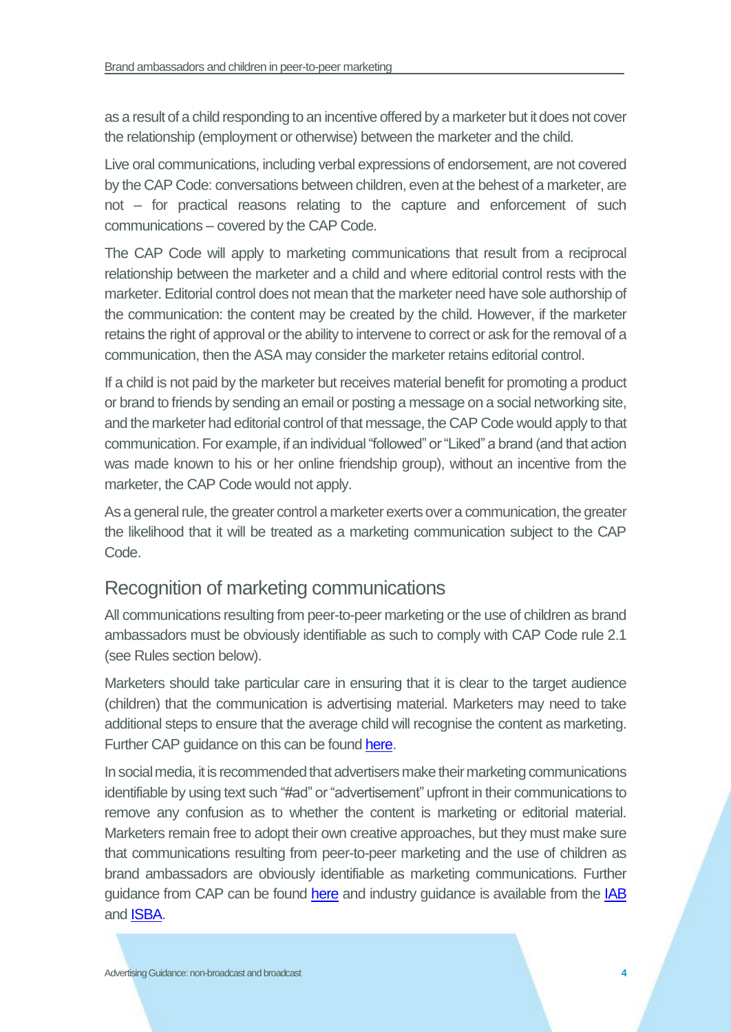as a result of a child responding to an incentive offered by a marketer but it does not cover the relationship (employment or otherwise) between the marketer and the child.

Live oral communications, including verbal expressions of endorsement, are not covered by the CAP Code: conversations between children, even at the behest of a marketer, are not – for practical reasons relating to the capture and enforcement of such communications – covered by the CAP Code.

The CAP Code will apply to marketing communications that result from a reciprocal relationship between the marketer and a child and where editorial control rests with the marketer. Editorial control does not mean that the marketer need have sole authorship of the communication: the content may be created by the child. However, if the marketer retains the right of approval or the ability to intervene to correct or ask for the removal of a communication, then the ASA may consider the marketer retains editorial control.

If a child is not paid by the marketer but receives material benefit for promoting a product or brand to friends by sending an email or posting a message on a social networking site, and the marketer had editorial control of that message, the CAP Code would apply to that communication. For example, if an individual "followed" or "Liked" a brand (and that action was made known to his or her online friendship group), without an incentive from the marketer, the CAP Code would not apply.

As a general rule, the greater control a marketer exerts over a communication, the greater the likelihood that it will be treated as a marketing communication subject to the CAP Code.

## Recognition of marketing communications

All communications resulting from peer-to-peer marketing or the use of children as brand ambassadors must be obviously identifiable as such to comply with CAP Code rule 2.1 (see Rules section below).

Marketers should take particular care in ensuring that it is clear to the target audience (children) that the communication is advertising material. Marketers may need to take additional steps to ensure that the average child will recognise the content as marketing. Further CAP guidance on this can be found here.

In social media, it is recommended that advertisers make their marketing communications identifiable by using text such "#ad" or "advertisement" upfront in their communications to remove any confusion as to whether the content is marketing or editorial material. Marketers remain free to adopt their own creative approaches, but they must make sure that communications resulting from peer-to-peer marketing and the use of children as brand ambassadors are obviously identifiable as marketing communications. Further guidance from CAP can be found here and industry guidance is available from the IAB and ISBA.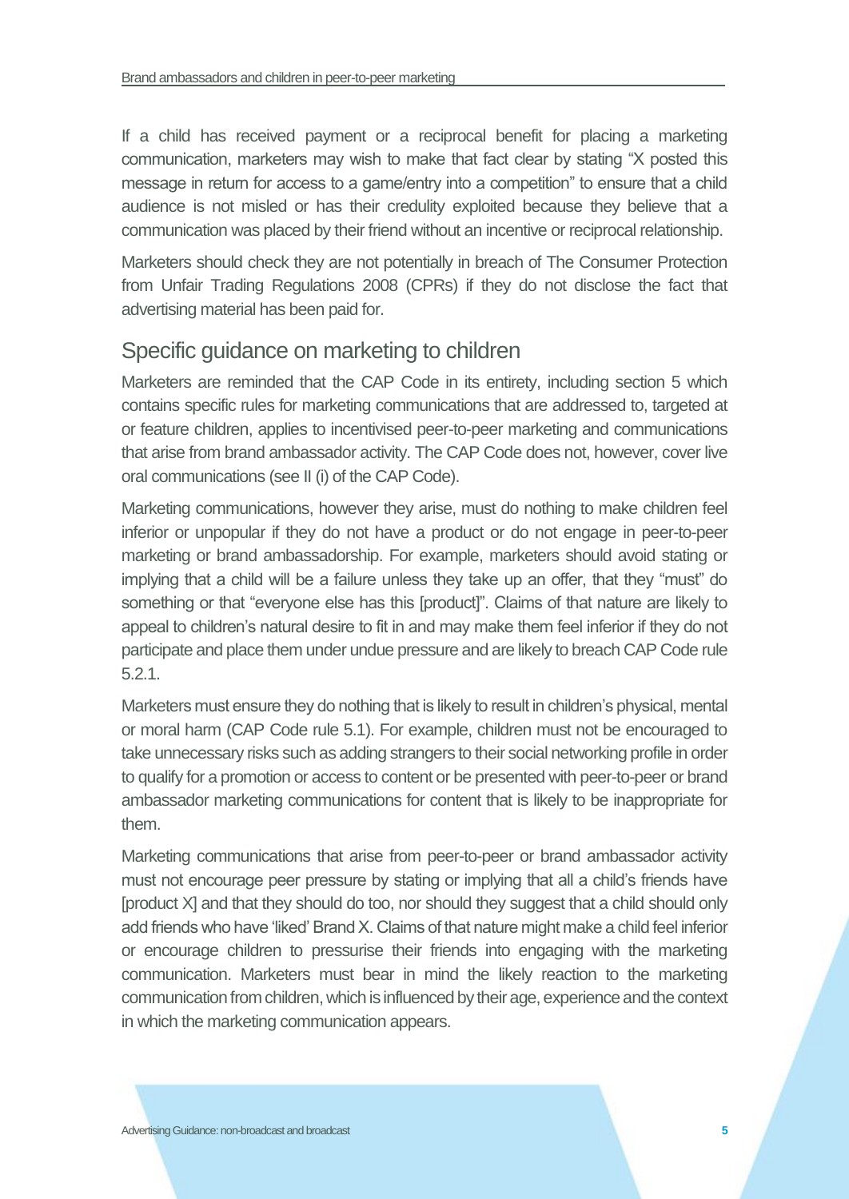If a child has received payment or a reciprocal benefit for placing a marketing communication, marketers may wish to make that fact clear by stating "X posted this message in return for access to a game/entry into a competition" to ensure that a child audience is not misled or has their credulity exploited because they believe that a communication was placed by their friend without an incentive or reciprocal relationship.

Marketers should check they are not potentially in breach of The Consumer Protection from Unfair Trading Regulations 2008 (CPRs) if they do not disclose the fact that advertising material has been paid for.

## Specific guidance on marketing to children

Marketers are reminded that the CAP Code in its entirety, including section 5 which contains specific rules for marketing communications that are addressed to, targeted at or feature children, applies to incentivised peer-to-peer marketing and communications that arise from brand ambassador activity. The CAP Code does not, however, cover live oral communications (see II (i) of the CAP Code).

Marketing communications, however they arise, must do nothing to make children feel inferior or unpopular if they do not have a product or do not engage in peer-to-peer marketing or brand ambassadorship. For example, marketers should avoid stating or implying that a child will be a failure unless they take up an offer, that they "must" do something or that "everyone else has this [product]". Claims of that nature are likely to appeal to children's natural desire to fit in and may make them feel inferior if they do not participate and place them under undue pressure and are likely to breach CAP Code rule 5.2.1.

Marketers must ensure they do nothing that is likely to result in children's physical, mental or moral harm (CAP Code rule 5.1). For example, children must not be encouraged to take unnecessary risks such as adding strangers to their social networking profile in order to qualify for a promotion or access to content or be presented with peer-to-peer or brand ambassador marketing communications for content that is likely to be inappropriate for them.

Marketing communications that arise from peer-to-peer or brand ambassador activity must not encourage peer pressure by stating or implying that all a child's friends have [product X] and that they should do too, nor should they suggest that a child should only add friends who have 'liked' Brand X. Claims of that nature might make a child feel inferior or encourage children to pressurise their friends into engaging with the marketing communication. Marketers must bear in mind the likely reaction to the marketing communication from children, which is influenced by their age, experience and the context in which the marketing communication appears.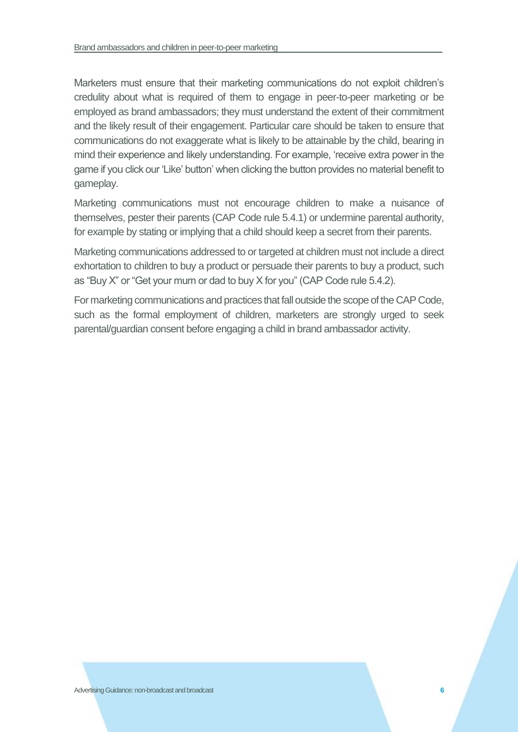Marketers must ensure that their marketing communications do not exploit children's credulity about what is required of them to engage in peer-to-peer marketing or be employed as brand ambassadors; they must understand the extent of their commitment and the likely result of their engagement. Particular care should be taken to ensure that communications do not exaggerate what is likely to be attainable by the child, bearing in mind their experience and likely understanding. For example, 'receive extra power in the game if you click our 'Like' button' when clicking the button provides no material benefit to gameplay.

Marketing communications must not encourage children to make a nuisance of themselves, pester their parents (CAP Code rule 5.4.1) or undermine parental authority, for example by stating or implying that a child should keep a secret from their parents.

Marketing communications addressed to or targeted at children must not include a direct exhortation to children to buy a product or persuade their parents to buy a product, such as "Buy X" or "Get your mum or dad to buy X for you" (CAP Code rule 5.4.2).

For marketing communications and practices that fall outside the scope of the CAP Code, such as the formal employment of children, marketers are strongly urged to seek parental/guardian consent before engaging a child in brand ambassador activity.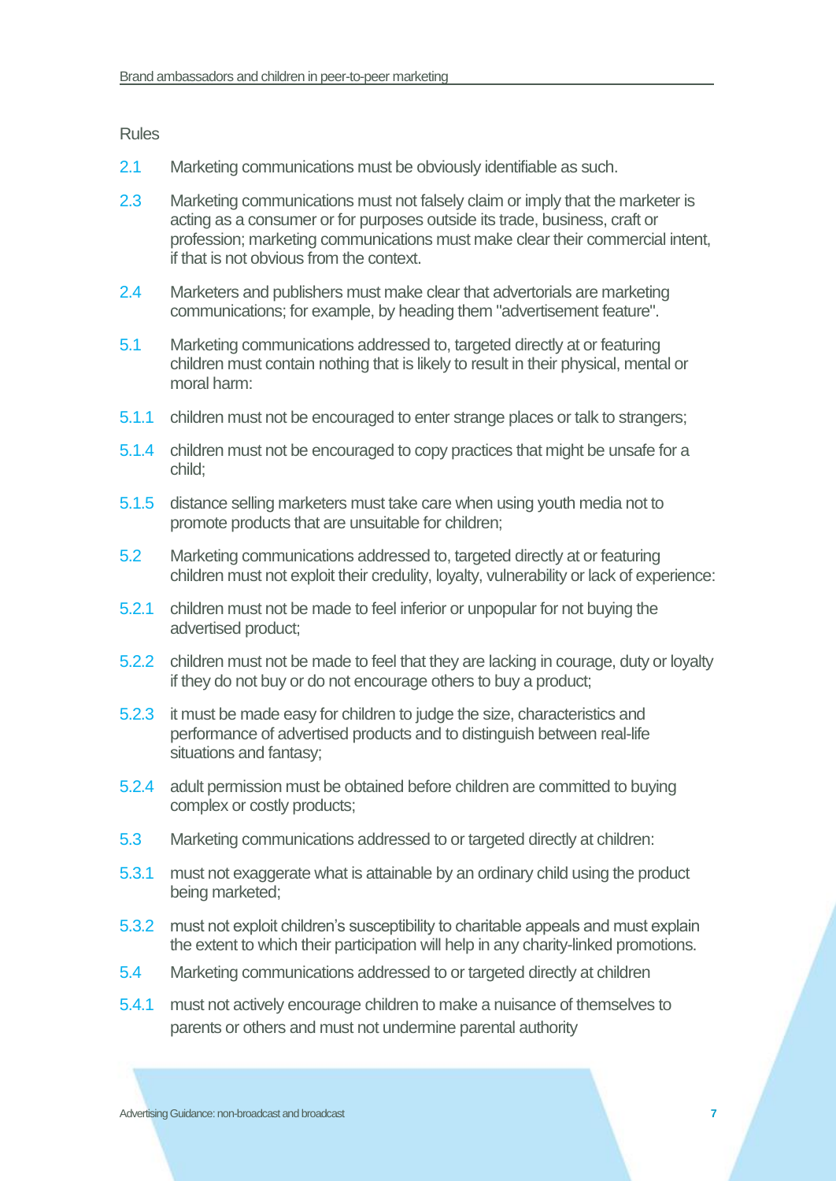Rules

2.1 Marketing communications must be obviously identifiable as such.

2.3 Marketing communications must not falsely claim or imply that the marketer is acting as a consumer or for purposes outside its trade, business, craft or profession; marketing communications must make clear their commercial intent, if that is not obvious from the context.

2.4 Marketers and publishers must make clear that advertorials are marketing communications; for example, by heading them "advertisement feature".

5.1 Marketing communications addressed to, targeted directly at or featuring children must contain nothing that is likely to result in their physical, mental or moral harm:

5.1.1 children must not be encouraged to enter strange places or talk to strangers;

5.1.4 children must not be encouraged to copy practices that might be unsafe for a child;

5.1.5 distance selling marketers must take care when using youth media not to promote products that are unsuitable for children;

5.2 Marketing communications addressed to, targeted directly at or featuring children must not exploit their credulity, loyalty, vulnerability or lack of experience:

5.2.1 children must not be made to feel inferior or unpopular for not buying the advertised product;

5.2.2 children must not be made to feel that they are lacking in courage, duty or loyalty if they do not buy or do not encourage others to buy a product;

5.2.3 it must be made easy for children to judge the size, characteristics and performance of advertised products and to distinguish between real-life situations and fantasy;

5.2.4 adult permission must be obtained before children are committed to buying complex or costly products;

5.3 Marketing communications addressed to or targeted directly at children:

5.3.1 must not exaggerate what is attainable by an ordinary child using the product being marketed;

5.3.2 must not exploit children's susceptibility to charitable appeals and must explain the extent to which their participation will help in any charity-linked promotions.

5.4 Marketing communications addressed to or targeted directly at children

5.4.1 must not actively encourage children to make a nuisance of themselves to parents or others and must not undermine parental authority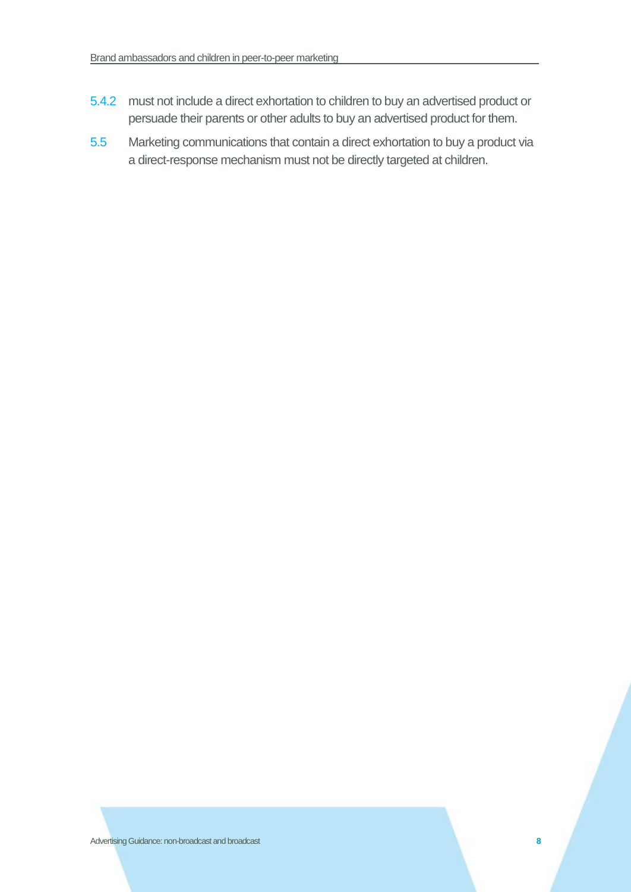5.4.2 must not include a direct exhortation to children to buy an advertised product or persuade their parents or other adults to buy an advertised product for them.

5.5 Marketing communications that contain a direct exhortation to buy a product via a direct-response mechanism must not be directly targeted at children.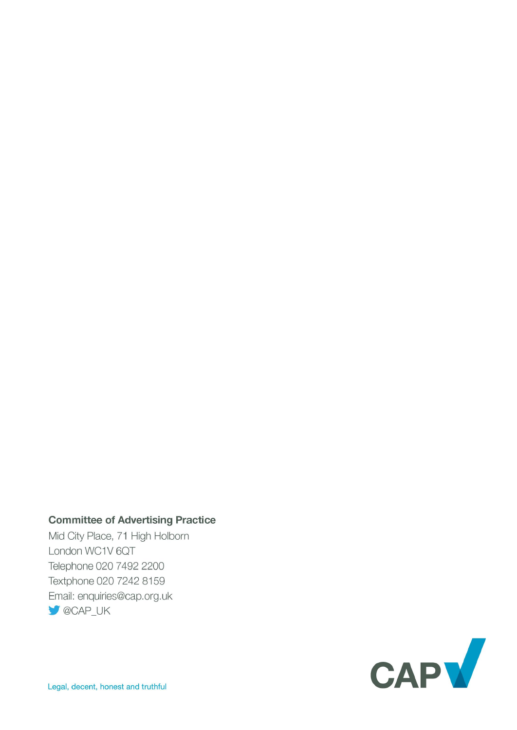**Committee of Advertising Practice**

Mid City Place, 71 High Holborn
London WC1V 6QT
Telephone 020 7492 2200
Textphone 020 7242 8159
Email: enquiries@cap.org.uk
@CAP_UK

Legal, decent, honest and truthful

CAP